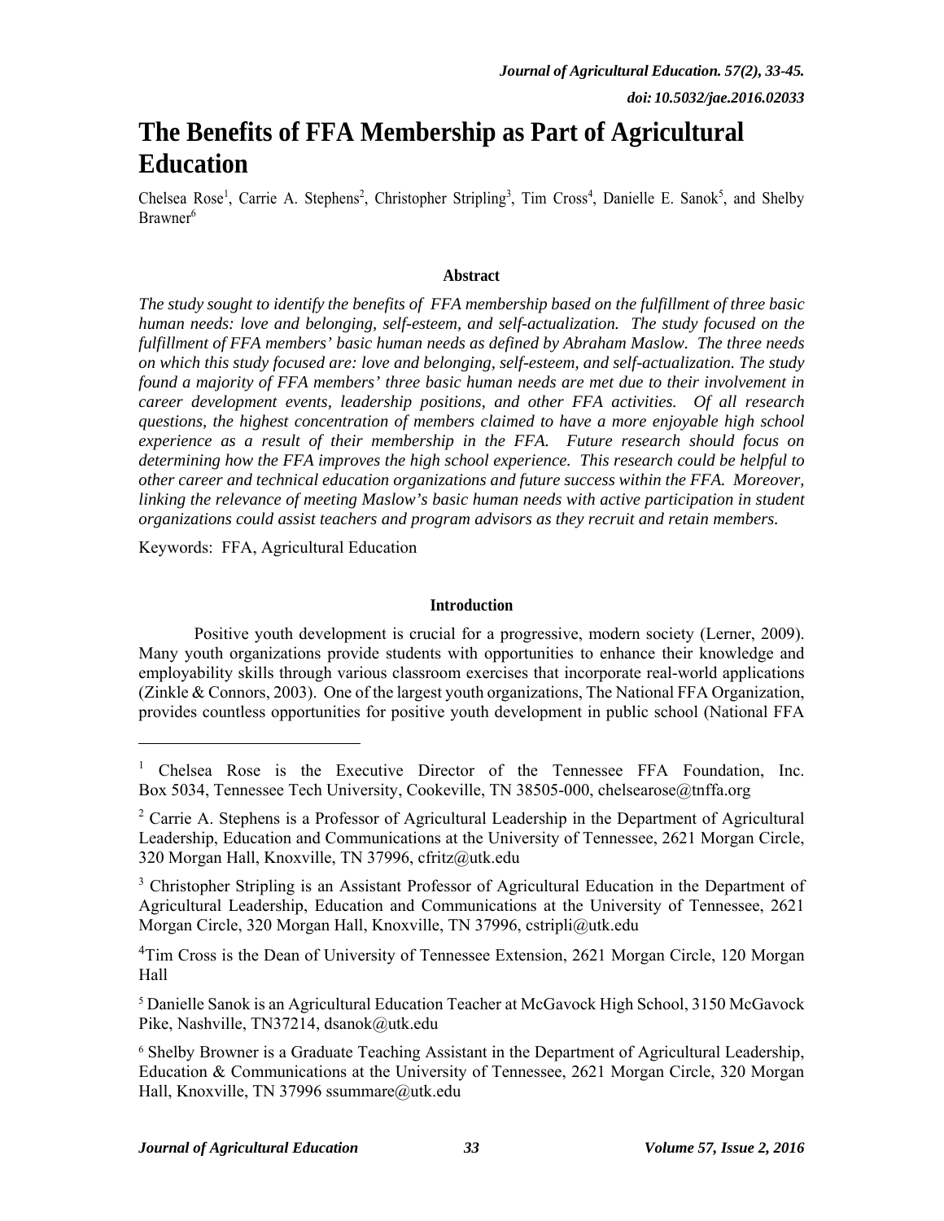*Journal of Agricultural Education. 57(2), 33-45.*

*doi: 10.5032/jae.2016.02033*

# The Benefits of FFA Membership as Part of Agricultural Education

Chelsea Rose[1], Carrie A. Stephens[2], Christopher Stripling[3], Tim Cross[4], Danielle E. Sanok[5], and Shelby Brawner[6]

### Abstract

*The study sought to identify the benefits of FFA membership based on the fulfillment of three basic human needs: love and belonging, self-esteem, and self-actualization. The study focused on the fulfillment of FFA members' basic human needs as defined by Abraham Maslow. The three needs on which this study focused are: love and belonging, self-esteem, and self-actualization. The study found a majority of FFA members' three basic human needs are met due to their involvement in career development events, leadership positions, and other FFA activities. Of all research questions, the highest concentration of members claimed to have a more enjoyable high school experience as a result of their membership in the FFA. Future research should focus on determining how the FFA improves the high school experience. This research could be helpful to other career and technical education organizations and future success within the FFA. Moreover, linking the relevance of meeting Maslow's basic human needs with active participation in student organizations could assist teachers and program advisors as they recruit and retain members.*

Keywords: FFA, Agricultural Education

### Introduction

Positive youth development is crucial for a progressive, modern society (Lerner, 2009). Many youth organizations provide students with opportunities to enhance their knowledge and employability skills through various classroom exercises that incorporate real-world applications (Zinkle & Connors, 2003). One of the largest youth organizations, The National FFA Organization, provides countless opportunities for positive youth development in public school (National FFA

---

[1] Chelsea Rose is the Executive Director of the Tennessee FFA Foundation, Inc. Box 5034, Tennessee Tech University, Cookeville, TN 38505-000, chelsearose@tnffa.org

[2] Carrie A. Stephens is a Professor of Agricultural Leadership in the Department of Agricultural Leadership, Education and Communications at the University of Tennessee, 2621 Morgan Circle, 320 Morgan Hall, Knoxville, TN 37996, cfritz@utk.edu

[3] Christopher Stripling is an Assistant Professor of Agricultural Education in the Department of Agricultural Leadership, Education and Communications at the University of Tennessee, 2621 Morgan Circle, 320 Morgan Hall, Knoxville, TN 37996, cstripli@utk.edu

[4] Tim Cross is the Dean of University of Tennessee Extension, 2621 Morgan Circle, 120 Morgan Hall

[5] Danielle Sanok is an Agricultural Education Teacher at McGavock High School, 3150 McGavock Pike, Nashville, TN37214, dsanok@utk.edu

[6] Shelby Browner is a Graduate Teaching Assistant in the Department of Agricultural Leadership, Education & Communications at the University of Tennessee, 2621 Morgan Circle, 320 Morgan Hall, Knoxville, TN 37996 ssummare@utk.edu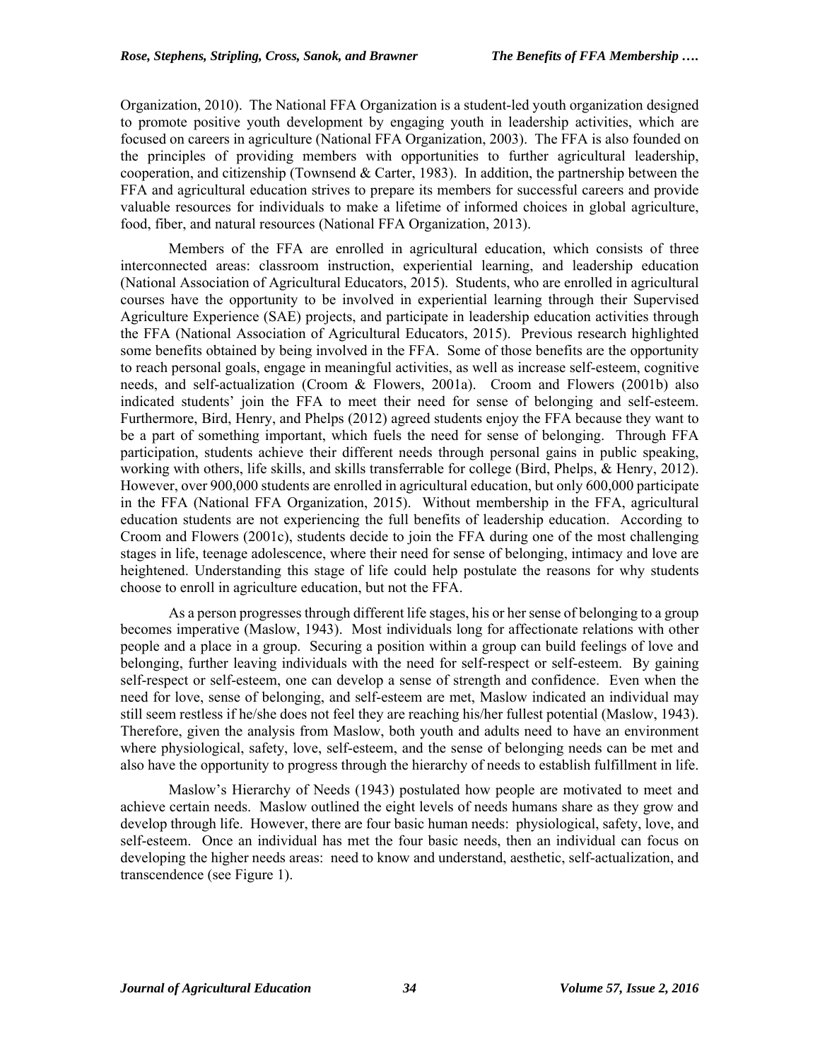Organization, 2010). The National FFA Organization is a student-led youth organization designed to promote positive youth development by engaging youth in leadership activities, which are focused on careers in agriculture (National FFA Organization, 2003). The FFA is also founded on the principles of providing members with opportunities to further agricultural leadership, cooperation, and citizenship (Townsend & Carter, 1983). In addition, the partnership between the FFA and agricultural education strives to prepare its members for successful careers and provide valuable resources for individuals to make a lifetime of informed choices in global agriculture, food, fiber, and natural resources (National FFA Organization, 2013).

Members of the FFA are enrolled in agricultural education, which consists of three interconnected areas: classroom instruction, experiential learning, and leadership education (National Association of Agricultural Educators, 2015). Students, who are enrolled in agricultural courses have the opportunity to be involved in experiential learning through their Supervised Agriculture Experience (SAE) projects, and participate in leadership education activities through the FFA (National Association of Agricultural Educators, 2015). Previous research highlighted some benefits obtained by being involved in the FFA. Some of those benefits are the opportunity to reach personal goals, engage in meaningful activities, as well as increase self-esteem, cognitive needs, and self-actualization (Croom & Flowers, 2001a). Croom and Flowers (2001b) also indicated students' join the FFA to meet their need for sense of belonging and self-esteem. Furthermore, Bird, Henry, and Phelps (2012) agreed students enjoy the FFA because they want to be a part of something important, which fuels the need for sense of belonging. Through FFA participation, students achieve their different needs through personal gains in public speaking, working with others, life skills, and skills transferrable for college (Bird, Phelps, & Henry, 2012). However, over 900,000 students are enrolled in agricultural education, but only 600,000 participate in the FFA (National FFA Organization, 2015). Without membership in the FFA, agricultural education students are not experiencing the full benefits of leadership education. According to Croom and Flowers (2001c), students decide to join the FFA during one of the most challenging stages in life, teenage adolescence, where their need for sense of belonging, intimacy and love are heightened. Understanding this stage of life could help postulate the reasons for why students choose to enroll in agriculture education, but not the FFA.

As a person progresses through different life stages, his or her sense of belonging to a group becomes imperative (Maslow, 1943). Most individuals long for affectionate relations with other people and a place in a group. Securing a position within a group can build feelings of love and belonging, further leaving individuals with the need for self-respect or self-esteem. By gaining self-respect or self-esteem, one can develop a sense of strength and confidence. Even when the need for love, sense of belonging, and self-esteem are met, Maslow indicated an individual may still seem restless if he/she does not feel they are reaching his/her fullest potential (Maslow, 1943). Therefore, given the analysis from Maslow, both youth and adults need to have an environment where physiological, safety, love, self-esteem, and the sense of belonging needs can be met and also have the opportunity to progress through the hierarchy of needs to establish fulfillment in life.

Maslow's Hierarchy of Needs (1943) postulated how people are motivated to meet and achieve certain needs. Maslow outlined the eight levels of needs humans share as they grow and develop through life. However, there are four basic human needs: physiological, safety, love, and self-esteem. Once an individual has met the four basic needs, then an individual can focus on developing the higher needs areas: need to know and understand, aesthetic, self-actualization, and transcendence (see Figure 1).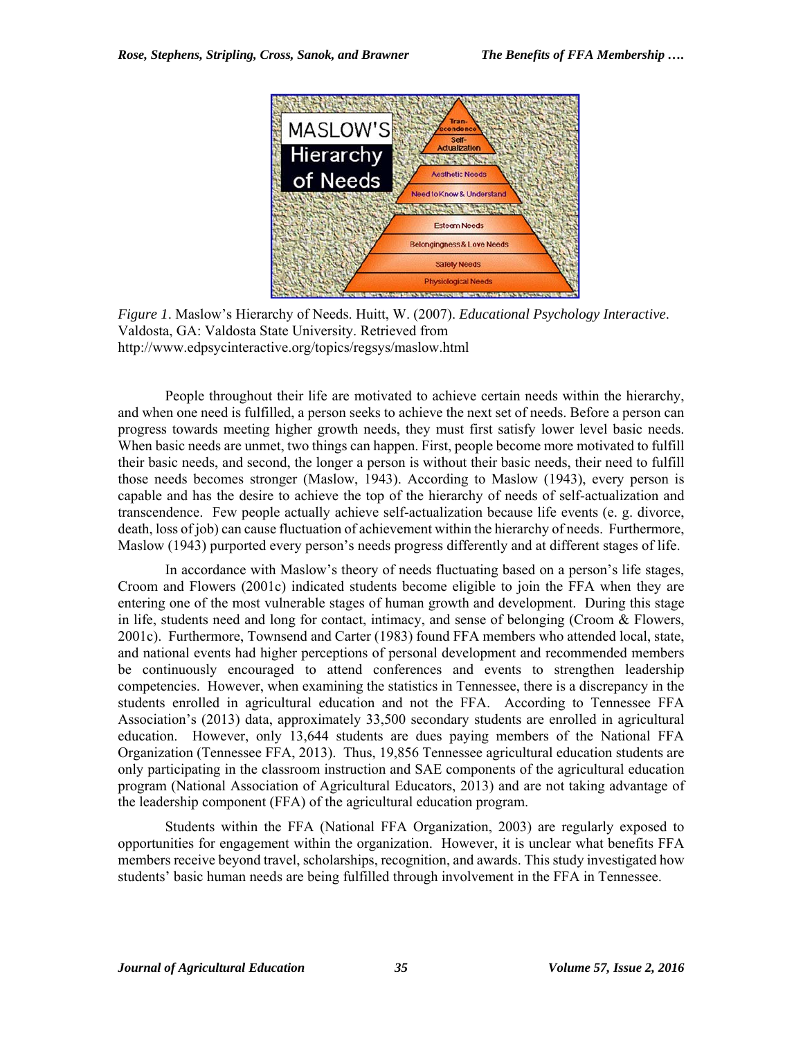*Figure 1*. Maslow's Hierarchy of Needs. Huitt, W. (2007). *Educational Psychology Interactive*. Valdosta, GA: Valdosta State University. Retrieved from http://www.edpsycinteractive.org/topics/regsys/maslow.html

People throughout their life are motivated to achieve certain needs within the hierarchy, and when one need is fulfilled, a person seeks to achieve the next set of needs. Before a person can progress towards meeting higher growth needs, they must first satisfy lower level basic needs. When basic needs are unmet, two things can happen. First, people become more motivated to fulfill their basic needs, and second, the longer a person is without their basic needs, their need to fulfill those needs becomes stronger (Maslow, 1943). According to Maslow (1943), every person is capable and has the desire to achieve the top of the hierarchy of needs of self-actualization and transcendence. Few people actually achieve self-actualization because life events (e. g. divorce, death, loss of job) can cause fluctuation of achievement within the hierarchy of needs. Furthermore, Maslow (1943) purported every person's needs progress differently and at different stages of life.

In accordance with Maslow's theory of needs fluctuating based on a person's life stages, Croom and Flowers (2001c) indicated students become eligible to join the FFA when they are entering one of the most vulnerable stages of human growth and development. During this stage in life, students need and long for contact, intimacy, and sense of belonging (Croom & Flowers, 2001c). Furthermore, Townsend and Carter (1983) found FFA members who attended local, state, and national events had higher perceptions of personal development and recommended members be continuously encouraged to attend conferences and events to strengthen leadership competencies. However, when examining the statistics in Tennessee, there is a discrepancy in the students enrolled in agricultural education and not the FFA. According to Tennessee FFA Association's (2013) data, approximately 33,500 secondary students are enrolled in agricultural education. However, only 13,644 students are dues paying members of the National FFA Organization (Tennessee FFA, 2013). Thus, 19,856 Tennessee agricultural education students are only participating in the classroom instruction and SAE components of the agricultural education program (National Association of Agricultural Educators, 2013) and are not taking advantage of the leadership component (FFA) of the agricultural education program.

Students within the FFA (National FFA Organization, 2003) are regularly exposed to opportunities for engagement within the organization. However, it is unclear what benefits FFA members receive beyond travel, scholarships, recognition, and awards. This study investigated how students' basic human needs are being fulfilled through involvement in the FFA in Tennessee.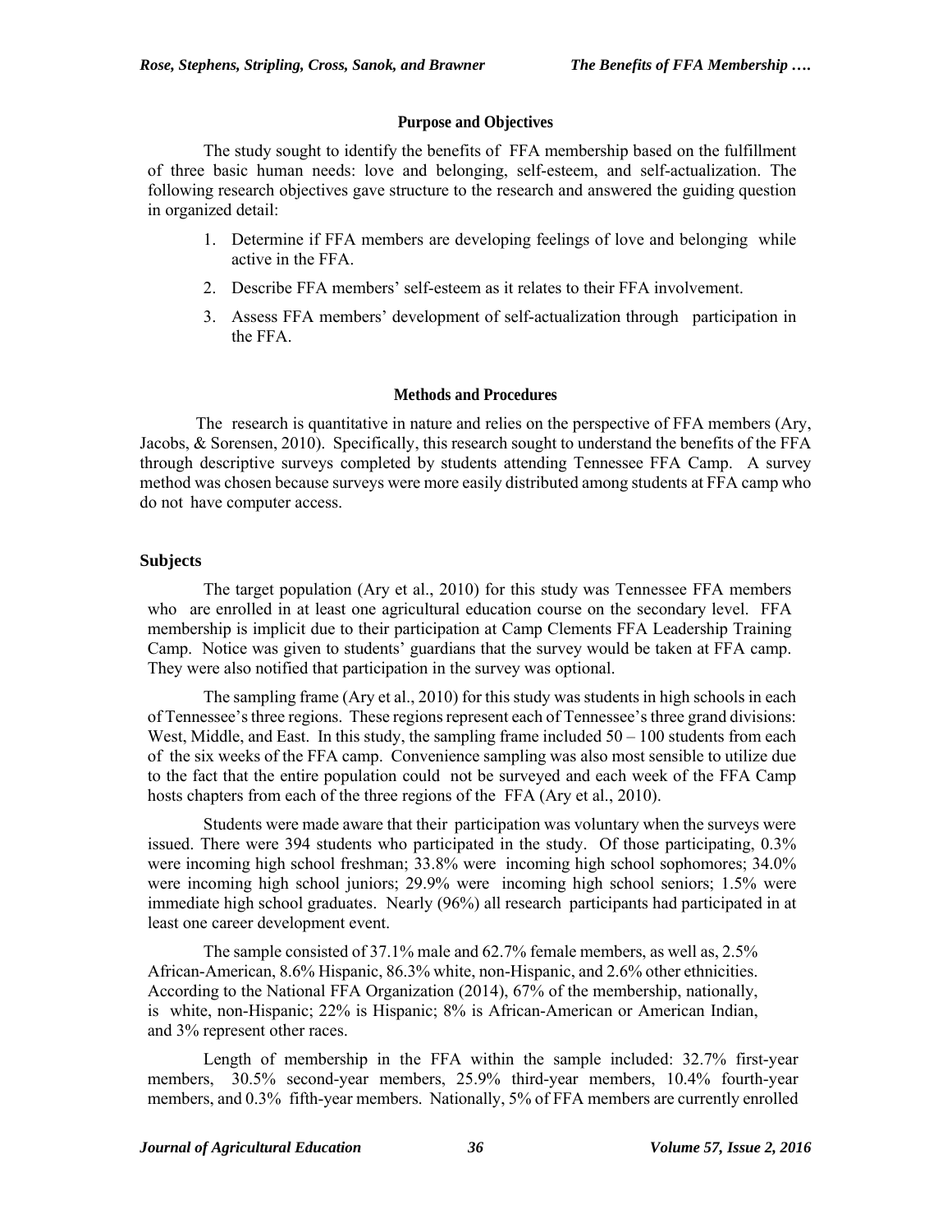## Purpose and Objectives

The study sought to identify the benefits of FFA membership based on the fulfillment of three basic human needs: love and belonging, self-esteem, and self-actualization. The following research objectives gave structure to the research and answered the guiding question in organized detail:

1. Determine if FFA members are developing feelings of love and belonging while active in the FFA.
2. Describe FFA members' self-esteem as it relates to their FFA involvement.
3. Assess FFA members' development of self-actualization through participation in the FFA.

## Methods and Procedures

The research is quantitative in nature and relies on the perspective of FFA members (Ary, Jacobs, & Sorensen, 2010). Specifically, this research sought to understand the benefits of the FFA through descriptive surveys completed by students attending Tennessee FFA Camp. A survey method was chosen because surveys were more easily distributed among students at FFA camp who do not have computer access.

### Subjects

The target population (Ary et al., 2010) for this study was Tennessee FFA members who are enrolled in at least one agricultural education course on the secondary level. FFA membership is implicit due to their participation at Camp Clements FFA Leadership Training Camp. Notice was given to students' guardians that the survey would be taken at FFA camp. They were also notified that participation in the survey was optional.

The sampling frame (Ary et al., 2010) for this study was students in high schools in each of Tennessee's three regions. These regions represent each of Tennessee's three grand divisions: West, Middle, and East. In this study, the sampling frame included 50 – 100 students from each of the six weeks of the FFA camp. Convenience sampling was also most sensible to utilize due to the fact that the entire population could not be surveyed and each week of the FFA Camp hosts chapters from each of the three regions of the FFA (Ary et al., 2010).

Students were made aware that their participation was voluntary when the surveys were issued. There were 394 students who participated in the study. Of those participating, 0.3% were incoming high school freshman; 33.8% were incoming high school sophomores; 34.0% were incoming high school juniors; 29.9% were incoming high school seniors; 1.5% were immediate high school graduates. Nearly (96%) all research participants had participated in at least one career development event.

The sample consisted of 37.1% male and 62.7% female members, as well as, 2.5% African-American, 8.6% Hispanic, 86.3% white, non-Hispanic, and 2.6% other ethnicities. According to the National FFA Organization (2014), 67% of the membership, nationally, is white, non-Hispanic; 22% is Hispanic; 8% is African-American or American Indian, and 3% represent other races.

Length of membership in the FFA within the sample included: 32.7% first-year members, 30.5% second-year members, 25.9% third-year members, 10.4% fourth-year members, and 0.3% fifth-year members. Nationally, 5% of FFA members are currently enrolled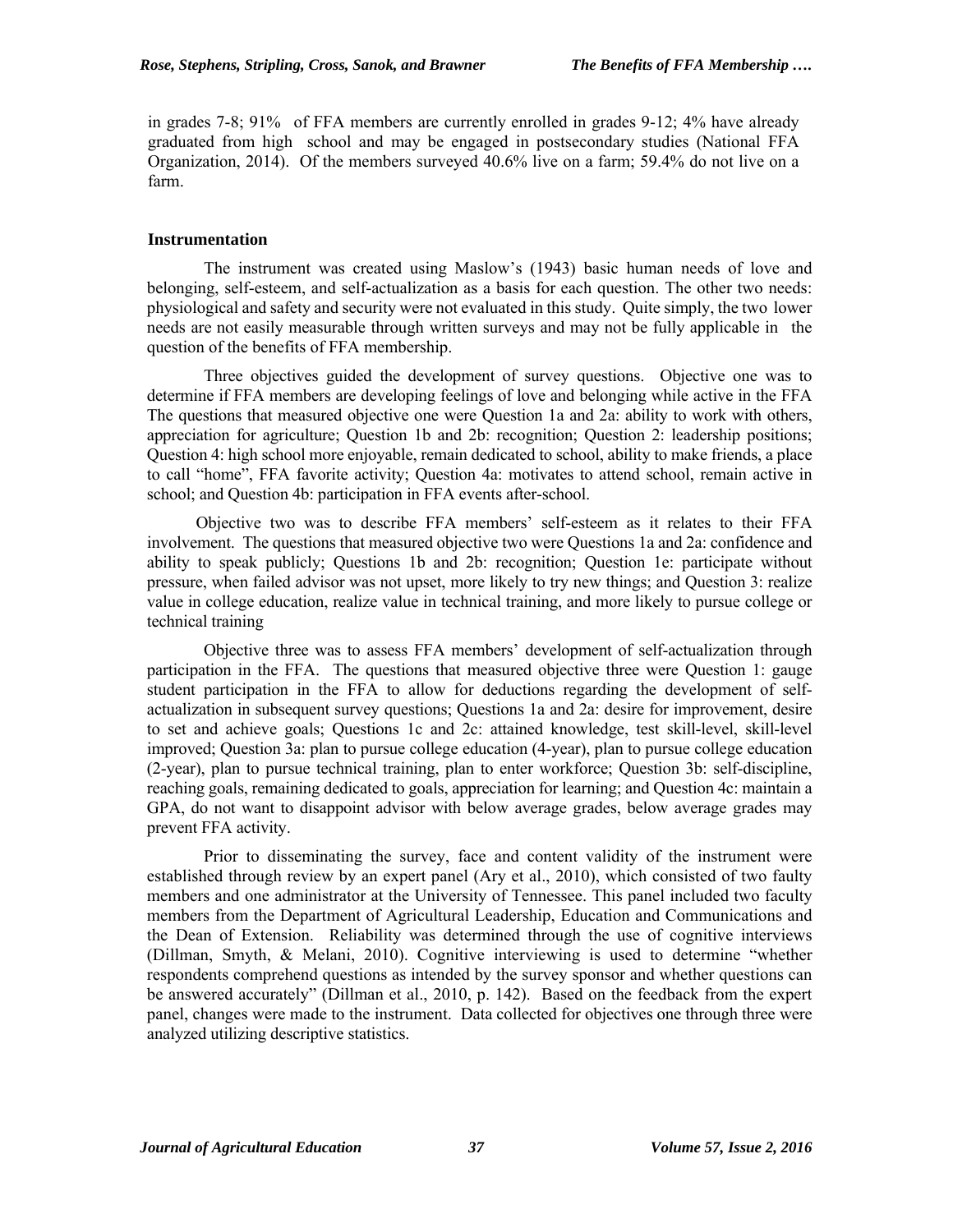in grades 7-8; 91% of FFA members are currently enrolled in grades 9-12; 4% have already graduated from high school and may be engaged in postsecondary studies (National FFA Organization, 2014). Of the members surveyed 40.6% live on a farm; 59.4% do not live on a farm.

### Instrumentation

The instrument was created using Maslow's (1943) basic human needs of love and belonging, self-esteem, and self-actualization as a basis for each question. The other two needs: physiological and safety and security were not evaluated in this study. Quite simply, the two lower needs are not easily measurable through written surveys and may not be fully applicable in the question of the benefits of FFA membership.

Three objectives guided the development of survey questions. Objective one was to determine if FFA members are developing feelings of love and belonging while active in the FFA The questions that measured objective one were Question 1a and 2a: ability to work with others, appreciation for agriculture; Question 1b and 2b: recognition; Question 2: leadership positions; Question 4: high school more enjoyable, remain dedicated to school, ability to make friends, a place to call "home", FFA favorite activity; Question 4a: motivates to attend school, remain active in school; and Question 4b: participation in FFA events after-school.

Objective two was to describe FFA members' self-esteem as it relates to their FFA involvement. The questions that measured objective two were Questions 1a and 2a: confidence and ability to speak publicly; Questions 1b and 2b: recognition; Question 1e: participate without pressure, when failed advisor was not upset, more likely to try new things; and Question 3: realize value in college education, realize value in technical training, and more likely to pursue college or technical training

Objective three was to assess FFA members' development of self-actualization through participation in the FFA. The questions that measured objective three were Question 1: gauge student participation in the FFA to allow for deductions regarding the development of self-actualization in subsequent survey questions; Questions 1a and 2a: desire for improvement, desire to set and achieve goals; Questions 1c and 2c: attained knowledge, test skill-level, skill-level improved; Question 3a: plan to pursue college education (4-year), plan to pursue college education (2-year), plan to pursue technical training, plan to enter workforce; Question 3b: self-discipline, reaching goals, remaining dedicated to goals, appreciation for learning; and Question 4c: maintain a GPA, do not want to disappoint advisor with below average grades, below average grades may prevent FFA activity.

Prior to disseminating the survey, face and content validity of the instrument were established through review by an expert panel (Ary et al., 2010), which consisted of two faulty members and one administrator at the University of Tennessee. This panel included two faculty members from the Department of Agricultural Leadership, Education and Communications and the Dean of Extension. Reliability was determined through the use of cognitive interviews (Dillman, Smyth, & Melani, 2010). Cognitive interviewing is used to determine "whether respondents comprehend questions as intended by the survey sponsor and whether questions can be answered accurately" (Dillman et al., 2010, p. 142). Based on the feedback from the expert panel, changes were made to the instrument. Data collected for objectives one through three were analyzed utilizing descriptive statistics.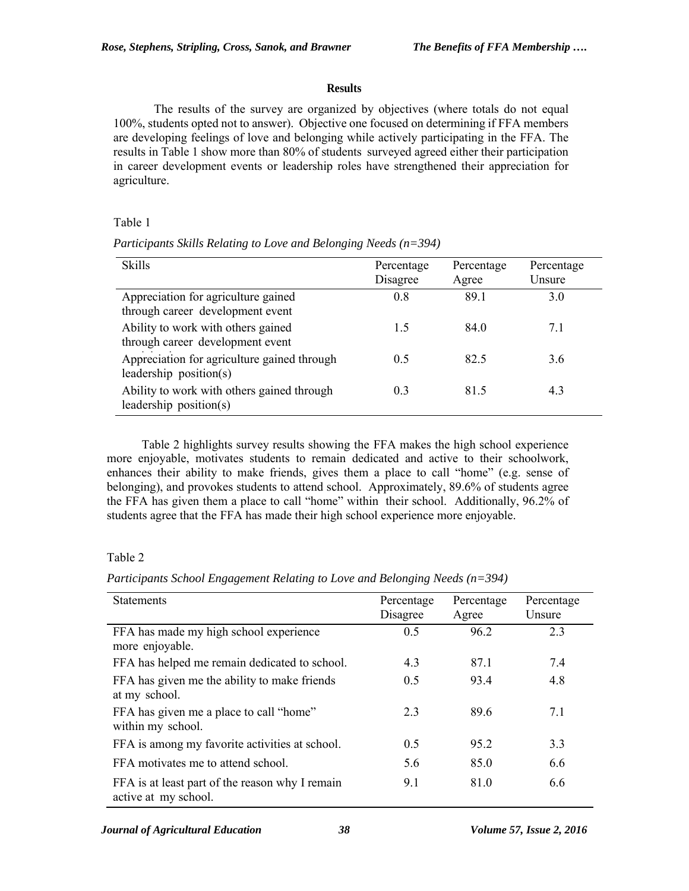## Results

The results of the survey are organized by objectives (where totals do not equal 100%, students opted not to answer). Objective one focused on determining if FFA members are developing feelings of love and belonging while actively participating in the FFA. The results in Table 1 show more than 80% of students surveyed agreed either their participation in career development events or leadership roles have strengthened their appreciation for agriculture.

Table 1

*Participants Skills Relating to Love and Belonging Needs (n=394)*

| Skills | Percentage Disagree | Percentage Agree | Percentage Unsure |
|---|---|---|---|
| Appreciation for agriculture gained through career development event | 0.8 | 89.1 | 3.0 |
| Ability to work with others gained through career development event | 1.5 | 84.0 | 7.1 |
| Appreciation for agriculture gained through leadership position(s) | 0.5 | 82.5 | 3.6 |
| Ability to work with others gained through leadership position(s) | 0.3 | 81.5 | 4.3 |

Table 2 highlights survey results showing the FFA makes the high school experience more enjoyable, motivates students to remain dedicated and active to their schoolwork, enhances their ability to make friends, gives them a place to call "home" (e.g. sense of belonging), and provokes students to attend school. Approximately, 89.6% of students agree the FFA has given them a place to call "home" within their school. Additionally, 96.2% of students agree that the FFA has made their high school experience more enjoyable.

Table 2

*Participants School Engagement Relating to Love and Belonging Needs (n=394)*

| Statements | Percentage Disagree | Percentage Agree | Percentage Unsure |
|---|---|---|---|
| FFA has made my high school experience more enjoyable. | 0.5 | 96.2 | 2.3 |
| FFA has helped me remain dedicated to school. | 4.3 | 87.1 | 7.4 |
| FFA has given me the ability to make friends at my school. | 0.5 | 93.4 | 4.8 |
| FFA has given me a place to call "home" within my school. | 2.3 | 89.6 | 7.1 |
| FFA is among my favorite activities at school. | 0.5 | 95.2 | 3.3 |
| FFA motivates me to attend school. | 5.6 | 85.0 | 6.6 |
| FFA is at least part of the reason why I remain active at my school. | 9.1 | 81.0 | 6.6 |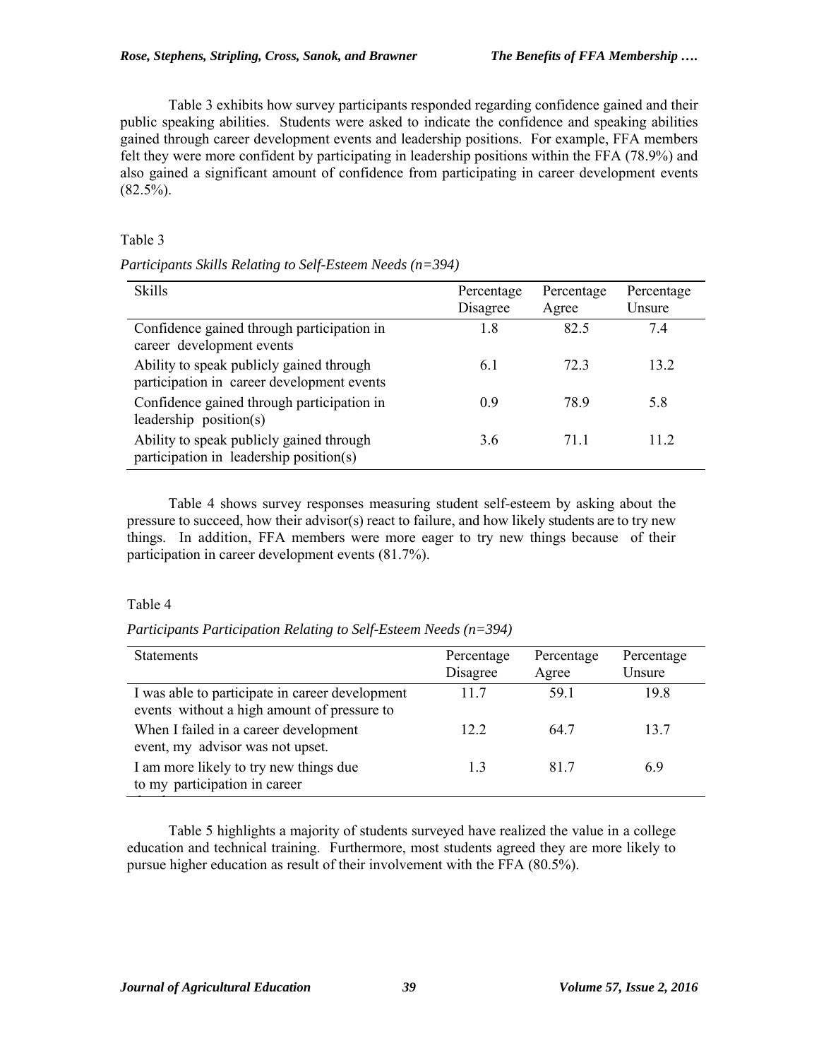Table 3 exhibits how survey participants responded regarding confidence gained and their public speaking abilities. Students were asked to indicate the confidence and speaking abilities gained through career development events and leadership positions. For example, FFA members felt they were more confident by participating in leadership positions within the FFA (78.9%) and also gained a significant amount of confidence from participating in career development events (82.5%).

Table 3

*Participants Skills Relating to Self-Esteem Needs (n=394)*

| Skills | Percentage Disagree | Percentage Agree | Percentage Unsure |
|---|---|---|---|
| Confidence gained through participation in career development events | 1.8 | 82.5 | 7.4 |
| Ability to speak publicly gained through participation in career development events | 6.1 | 72.3 | 13.2 |
| Confidence gained through participation in leadership position(s) | 0.9 | 78.9 | 5.8 |
| Ability to speak publicly gained through participation in leadership position(s) | 3.6 | 71.1 | 11.2 |

Table 4 shows survey responses measuring student self-esteem by asking about the pressure to succeed, how their advisor(s) react to failure, and how likely students are to try new things. In addition, FFA members were more eager to try new things because of their participation in career development events (81.7%).

Table 4

*Participants Participation Relating to Self-Esteem Needs (n=394)*

| Statements | Percentage Disagree | Percentage Agree | Percentage Unsure |
|---|---|---|---|
| I was able to participate in career development events without a high amount of pressure to | 11.7 | 59.1 | 19.8 |
| When I failed in a career development event, my advisor was not upset. | 12.2 | 64.7 | 13.7 |
| I am more likely to try new things due to my participation in career | 1.3 | 81.7 | 6.9 |

Table 5 highlights a majority of students surveyed have realized the value in a college education and technical training. Furthermore, most students agreed they are more likely to pursue higher education as result of their involvement with the FFA (80.5%).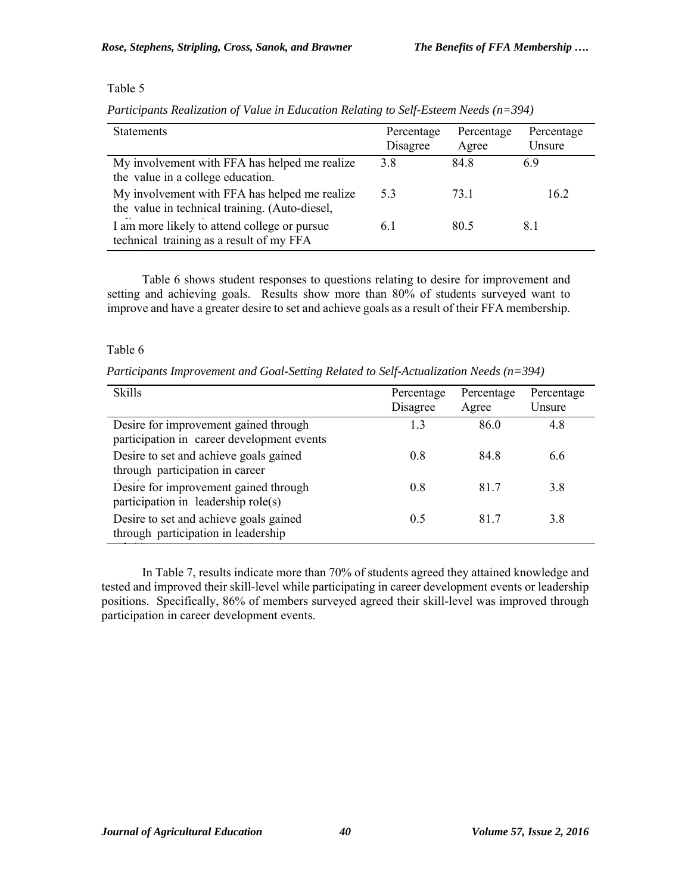Table 5

*Participants Realization of Value in Education Relating to Self-Esteem Needs (n=394)*

| Statements | Percentage Disagree | Percentage Agree | Percentage Unsure |
|---|---|---|---|
| My involvement with FFA has helped me realize the value in a college education. | 3.8 | 84.8 | 6.9 |
| My involvement with FFA has helped me realize the value in technical training. (Auto-diesel, | 5.3 | 73.1 | 16.2 |
| I am more likely to attend college or pursue technical training as a result of my FFA | 6.1 | 80.5 | 8.1 |

Table 6 shows student responses to questions relating to desire for improvement and setting and achieving goals. Results show more than 80% of students surveyed want to improve and have a greater desire to set and achieve goals as a result of their FFA membership.

Table 6

*Participants Improvement and Goal-Setting Related to Self-Actualization Needs (n=394)*

| Skills | Percentage Disagree | Percentage Agree | Percentage Unsure |
|---|---|---|---|
| Desire for improvement gained through participation in career development events | 1.3 | 86.0 | 4.8 |
| Desire to set and achieve goals gained through participation in career | 0.8 | 84.8 | 6.6 |
| Desire for improvement gained through participation in leadership role(s) | 0.8 | 81.7 | 3.8 |
| Desire to set and achieve goals gained through participation in leadership | 0.5 | 81.7 | 3.8 |

In Table 7, results indicate more than 70% of students agreed they attained knowledge and tested and improved their skill-level while participating in career development events or leadership positions. Specifically, 86% of members surveyed agreed their skill-level was improved through participation in career development events.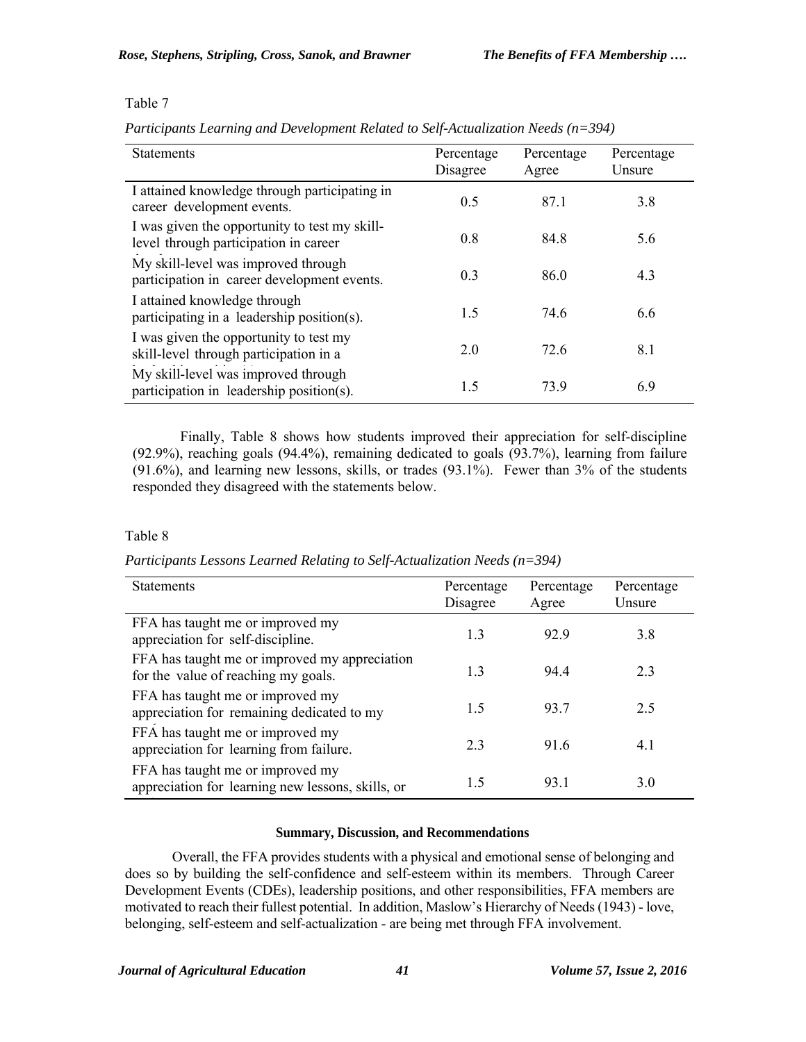Table 7

*Participants Learning and Development Related to Self-Actualization Needs (n=394)*

| Statements | Percentage Disagree | Percentage Agree | Percentage Unsure |
|---|---|---|---|
| I attained knowledge through participating in career development events. | 0.5 | 87.1 | 3.8 |
| I was given the opportunity to test my skill-level through participation in career | 0.8 | 84.8 | 5.6 |
| My skill-level was improved through participation in career development events. | 0.3 | 86.0 | 4.3 |
| I attained knowledge through participating in a leadership position(s). | 1.5 | 74.6 | 6.6 |
| I was given the opportunity to test my skill-level through participation in a | 2.0 | 72.6 | 8.1 |
| My skill-level was improved through participation in leadership position(s). | 1.5 | 73.9 | 6.9 |

Finally, Table 8 shows how students improved their appreciation for self-discipline (92.9%), reaching goals (94.4%), remaining dedicated to goals (93.7%), learning from failure (91.6%), and learning new lessons, skills, or trades (93.1%). Fewer than 3% of the students responded they disagreed with the statements below.

Table 8

*Participants Lessons Learned Relating to Self-Actualization Needs (n=394)*

| Statements | Percentage Disagree | Percentage Agree | Percentage Unsure |
|---|---|---|---|
| FFA has taught me or improved my appreciation for self-discipline. | 1.3 | 92.9 | 3.8 |
| FFA has taught me or improved my appreciation for the value of reaching my goals. | 1.3 | 94.4 | 2.3 |
| FFA has taught me or improved my appreciation for remaining dedicated to my | 1.5 | 93.7 | 2.5 |
| FFA has taught me or improved my appreciation for learning from failure. | 2.3 | 91.6 | 4.1 |
| FFA has taught me or improved my appreciation for learning new lessons, skills, or | 1.5 | 93.1 | 3.0 |

## Summary, Discussion, and Recommendations

Overall, the FFA provides students with a physical and emotional sense of belonging and does so by building the self-confidence and self-esteem within its members. Through Career Development Events (CDEs), leadership positions, and other responsibilities, FFA members are motivated to reach their fullest potential. In addition, Maslow's Hierarchy of Needs (1943) - love, belonging, self-esteem and self-actualization - are being met through FFA involvement.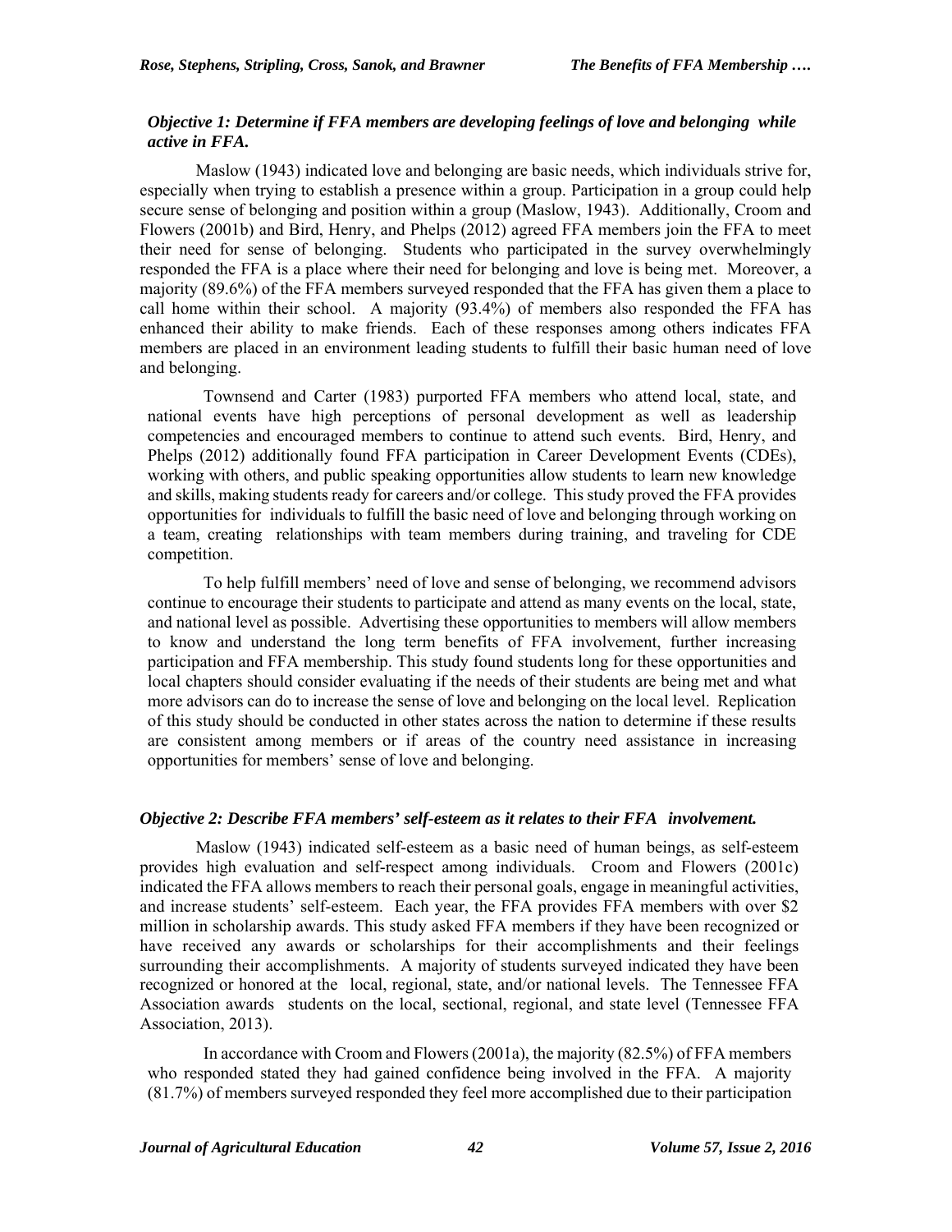### *Objective 1: Determine if FFA members are developing feelings of love and belonging while active in FFA.*

Maslow (1943) indicated love and belonging are basic needs, which individuals strive for, especially when trying to establish a presence within a group. Participation in a group could help secure sense of belonging and position within a group (Maslow, 1943). Additionally, Croom and Flowers (2001b) and Bird, Henry, and Phelps (2012) agreed FFA members join the FFA to meet their need for sense of belonging. Students who participated in the survey overwhelmingly responded the FFA is a place where their need for belonging and love is being met. Moreover, a majority (89.6%) of the FFA members surveyed responded that the FFA has given them a place to call home within their school. A majority (93.4%) of members also responded the FFA has enhanced their ability to make friends. Each of these responses among others indicates FFA members are placed in an environment leading students to fulfill their basic human need of love and belonging.

Townsend and Carter (1983) purported FFA members who attend local, state, and national events have high perceptions of personal development as well as leadership competencies and encouraged members to continue to attend such events. Bird, Henry, and Phelps (2012) additionally found FFA participation in Career Development Events (CDEs), working with others, and public speaking opportunities allow students to learn new knowledge and skills, making students ready for careers and/or college. This study proved the FFA provides opportunities for individuals to fulfill the basic need of love and belonging through working on a team, creating relationships with team members during training, and traveling for CDE competition.

To help fulfill members' need of love and sense of belonging, we recommend advisors continue to encourage their students to participate and attend as many events on the local, state, and national level as possible. Advertising these opportunities to members will allow members to know and understand the long term benefits of FFA involvement, further increasing participation and FFA membership. This study found students long for these opportunities and local chapters should consider evaluating if the needs of their students are being met and what more advisors can do to increase the sense of love and belonging on the local level. Replication of this study should be conducted in other states across the nation to determine if these results are consistent among members or if areas of the country need assistance in increasing opportunities for members' sense of love and belonging.

### *Objective 2: Describe FFA members' self-esteem as it relates to their FFA involvement.*

Maslow (1943) indicated self-esteem as a basic need of human beings, as self-esteem provides high evaluation and self-respect among individuals. Croom and Flowers (2001c) indicated the FFA allows members to reach their personal goals, engage in meaningful activities, and increase students' self-esteem. Each year, the FFA provides FFA members with over $2 million in scholarship awards. This study asked FFA members if they have been recognized or have received any awards or scholarships for their accomplishments and their feelings surrounding their accomplishments. A majority of students surveyed indicated they have been recognized or honored at the local, regional, state, and/or national levels. The Tennessee FFA Association awards students on the local, sectional, regional, and state level (Tennessee FFA Association, 2013).

In accordance with Croom and Flowers (2001a), the majority (82.5%) of FFA members who responded stated they had gained confidence being involved in the FFA. A majority (81.7%) of members surveyed responded they feel more accomplished due to their participation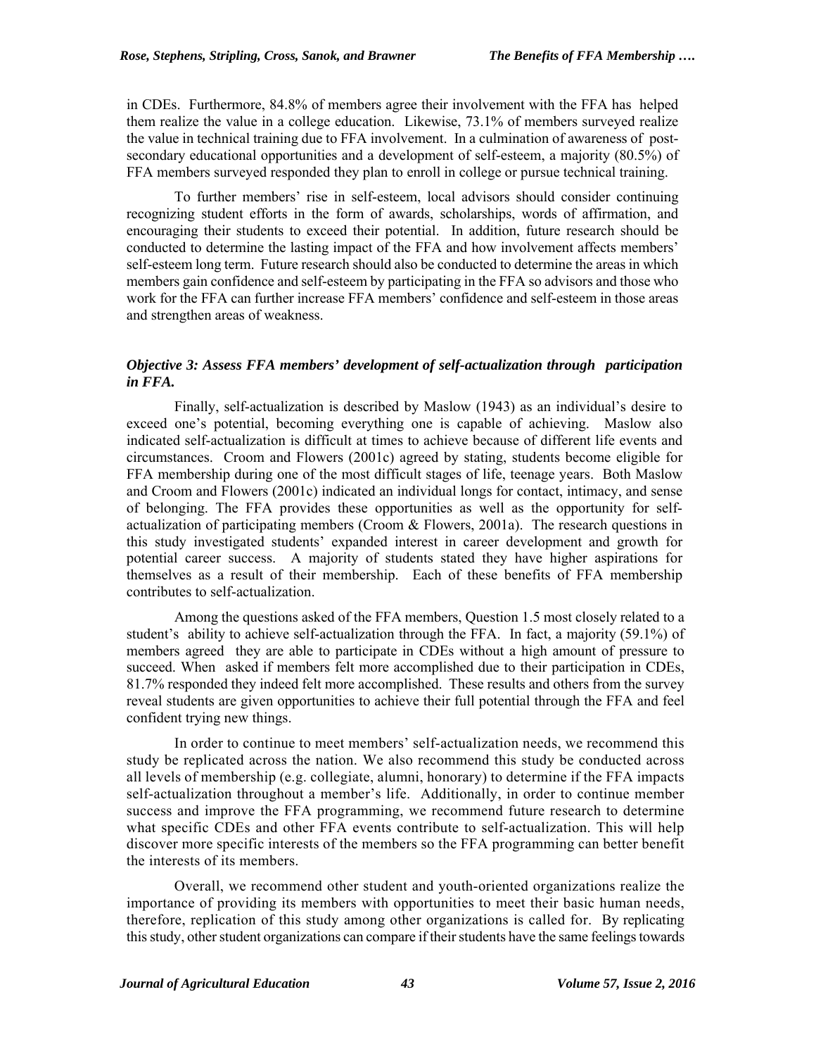in CDEs. Furthermore, 84.8% of members agree their involvement with the FFA has helped them realize the value in a college education. Likewise, 73.1% of members surveyed realize the value in technical training due to FFA involvement. In a culmination of awareness of post-secondary educational opportunities and a development of self-esteem, a majority (80.5%) of FFA members surveyed responded they plan to enroll in college or pursue technical training.

To further members' rise in self-esteem, local advisors should consider continuing recognizing student efforts in the form of awards, scholarships, words of affirmation, and encouraging their students to exceed their potential. In addition, future research should be conducted to determine the lasting impact of the FFA and how involvement affects members' self-esteem long term. Future research should also be conducted to determine the areas in which members gain confidence and self-esteem by participating in the FFA so advisors and those who work for the FFA can further increase FFA members' confidence and self-esteem in those areas and strengthen areas of weakness.

### *Objective 3: Assess FFA members' development of self-actualization through participation in FFA.*

Finally, self-actualization is described by Maslow (1943) as an individual's desire to exceed one's potential, becoming everything one is capable of achieving. Maslow also indicated self-actualization is difficult at times to achieve because of different life events and circumstances. Croom and Flowers (2001c) agreed by stating, students become eligible for FFA membership during one of the most difficult stages of life, teenage years. Both Maslow and Croom and Flowers (2001c) indicated an individual longs for contact, intimacy, and sense of belonging. The FFA provides these opportunities as well as the opportunity for self-actualization of participating members (Croom & Flowers, 2001a). The research questions in this study investigated students' expanded interest in career development and growth for potential career success. A majority of students stated they have higher aspirations for themselves as a result of their membership. Each of these benefits of FFA membership contributes to self-actualization.

Among the questions asked of the FFA members, Question 1.5 most closely related to a student's ability to achieve self-actualization through the FFA. In fact, a majority (59.1%) of members agreed they are able to participate in CDEs without a high amount of pressure to succeed. When asked if members felt more accomplished due to their participation in CDEs, 81.7% responded they indeed felt more accomplished. These results and others from the survey reveal students are given opportunities to achieve their full potential through the FFA and feel confident trying new things.

In order to continue to meet members' self-actualization needs, we recommend this study be replicated across the nation. We also recommend this study be conducted across all levels of membership (e.g. collegiate, alumni, honorary) to determine if the FFA impacts self-actualization throughout a member's life. Additionally, in order to continue member success and improve the FFA programming, we recommend future research to determine what specific CDEs and other FFA events contribute to self-actualization. This will help discover more specific interests of the members so the FFA programming can better benefit the interests of its members.

Overall, we recommend other student and youth-oriented organizations realize the importance of providing its members with opportunities to meet their basic human needs, therefore, replication of this study among other organizations is called for. By replicating this study, other student organizations can compare if their students have the same feelings towards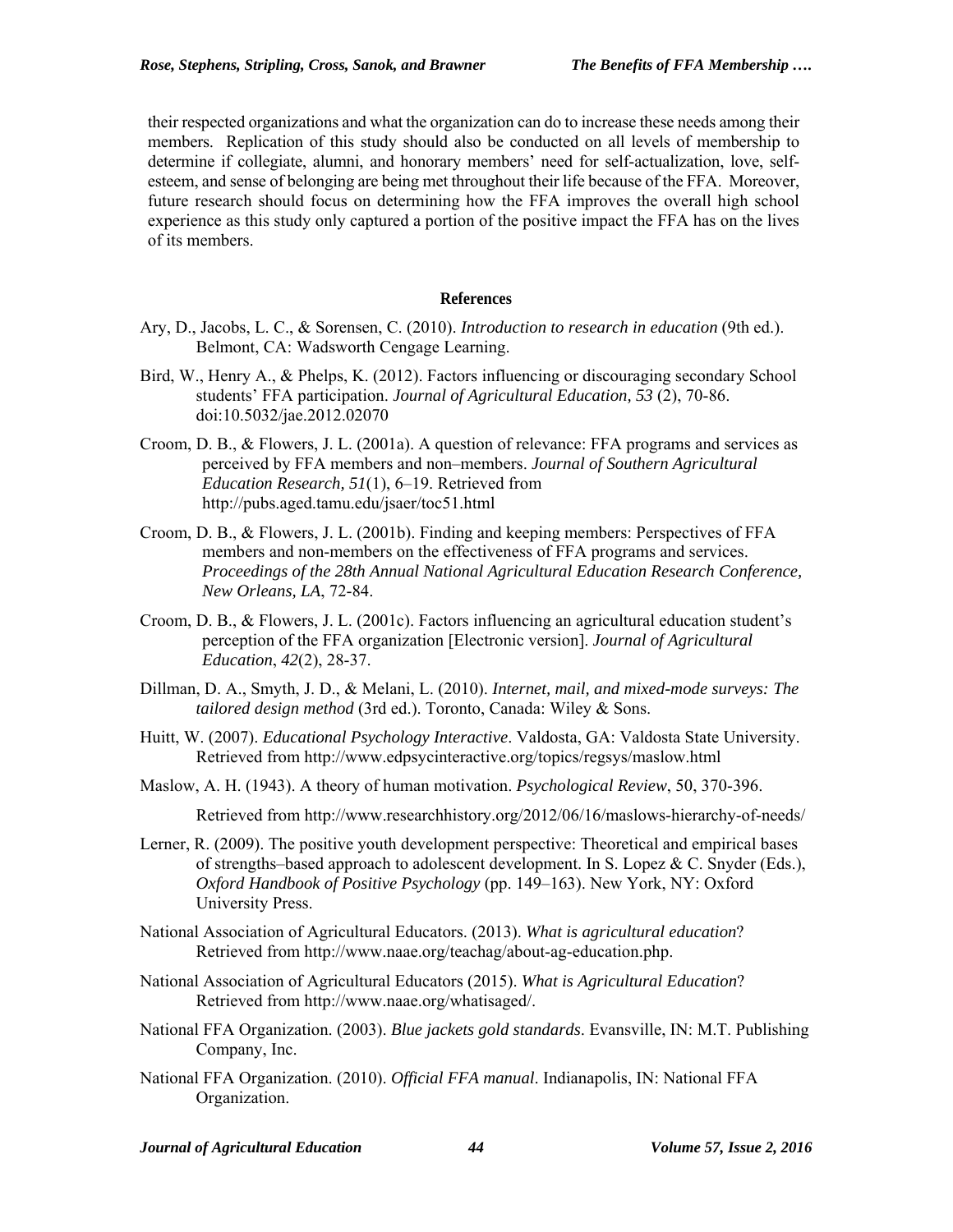their respected organizations and what the organization can do to increase these needs among their members. Replication of this study should also be conducted on all levels of membership to determine if collegiate, alumni, and honorary members' need for self-actualization, love, self-esteem, and sense of belonging are being met throughout their life because of the FFA. Moreover, future research should focus on determining how the FFA improves the overall high school experience as this study only captured a portion of the positive impact the FFA has on the lives of its members.

## References

Ary, D., Jacobs, L. C., & Sorensen, C. (2010). *Introduction to research in education* (9th ed.). Belmont, CA: Wadsworth Cengage Learning.

Bird, W., Henry A., & Phelps, K. (2012). Factors influencing or discouraging secondary School students' FFA participation. *Journal of Agricultural Education, 53* (2), 70-86. doi:10.5032/jae.2012.02070

Croom, D. B., & Flowers, J. L. (2001a). A question of relevance: FFA programs and services as perceived by FFA members and non–members. *Journal of Southern Agricultural Education Research, 51*(1), 6–19. Retrieved from http://pubs.aged.tamu.edu/jsaer/toc51.html

Croom, D. B., & Flowers, J. L. (2001b). Finding and keeping members: Perspectives of FFA members and non-members on the effectiveness of FFA programs and services. *Proceedings of the 28th Annual National Agricultural Education Research Conference, New Orleans, LA*, 72-84.

Croom, D. B., & Flowers, J. L. (2001c). Factors influencing an agricultural education student's perception of the FFA organization [Electronic version]. *Journal of Agricultural Education*, *42*(2), 28-37.

Dillman, D. A., Smyth, J. D., & Melani, L. (2010). *Internet, mail, and mixed-mode surveys: The tailored design method* (3rd ed.). Toronto, Canada: Wiley & Sons.

Huitt, W. (2007). *Educational Psychology Interactive*. Valdosta, GA: Valdosta State University. Retrieved from http://www.edpsycinteractive.org/topics/regsys/maslow.html

Maslow, A. H. (1943). A theory of human motivation. *Psychological Review*, 50, 370-396.

Retrieved from http://www.researchhistory.org/2012/06/16/maslows-hierarchy-of-needs/

Lerner, R. (2009). The positive youth development perspective: Theoretical and empirical bases of strengths–based approach to adolescent development. In S. Lopez & C. Snyder (Eds.), *Oxford Handbook of Positive Psychology* (pp. 149–163). New York, NY: Oxford University Press.

National Association of Agricultural Educators. (2013). *What is agricultural education*? Retrieved from http://www.naae.org/teachag/about-ag-education.php.

National Association of Agricultural Educators (2015). *What is Agricultural Education*? Retrieved from http://www.naae.org/whatisaged/.

National FFA Organization. (2003). *Blue jackets gold standards*. Evansville, IN: M.T. Publishing Company, Inc.

National FFA Organization. (2010). *Official FFA manual*. Indianapolis, IN: National FFA Organization.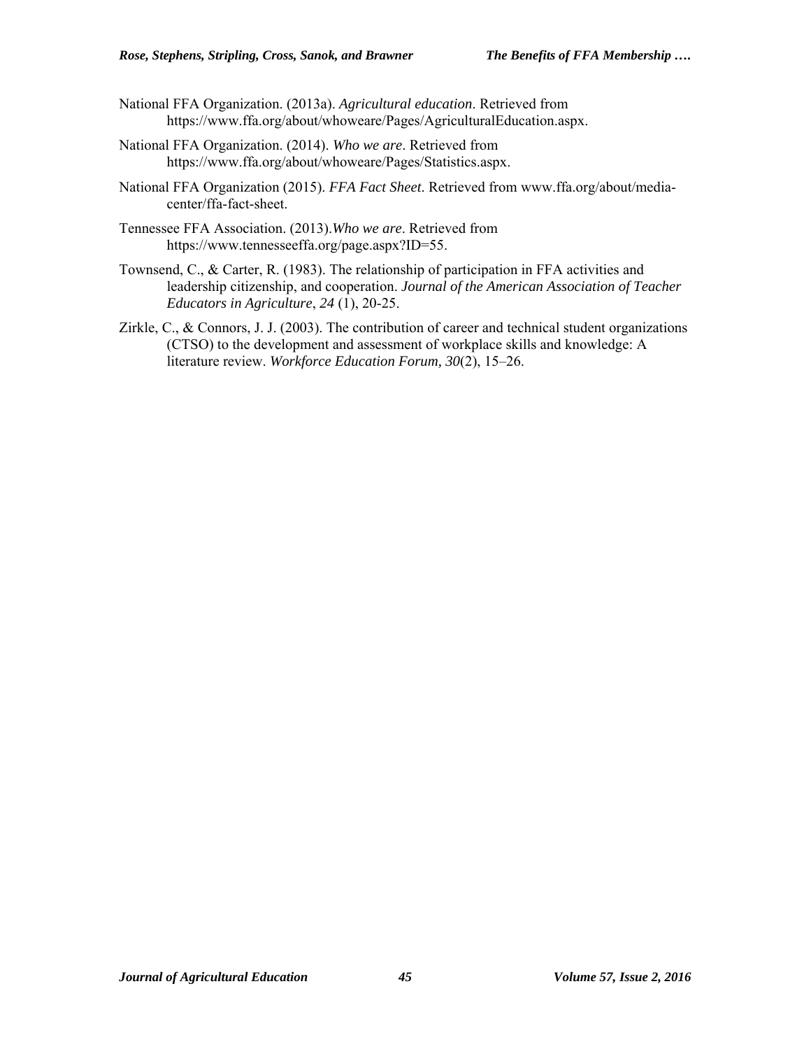National FFA Organization. (2013a). *Agricultural education*. Retrieved from https://www.ffa.org/about/whoweare/Pages/AgriculturalEducation.aspx.

National FFA Organization. (2014). *Who we are*. Retrieved from https://www.ffa.org/about/whoweare/Pages/Statistics.aspx.

National FFA Organization (2015). *FFA Fact Sheet*. Retrieved from www.ffa.org/about/media-center/ffa-fact-sheet.

Tennessee FFA Association. (2013).*Who we are*. Retrieved from https://www.tennesseeffa.org/page.aspx?ID=55.

Townsend, C., & Carter, R. (1983). The relationship of participation in FFA activities and leadership citizenship, and cooperation. *Journal of the American Association of Teacher Educators in Agriculture*, *24* (1), 20-25.

Zirkle, C., & Connors, J. J. (2003). The contribution of career and technical student organizations (CTSO) to the development and assessment of workplace skills and knowledge: A literature review. *Workforce Education Forum, 30*(2), 15–26.